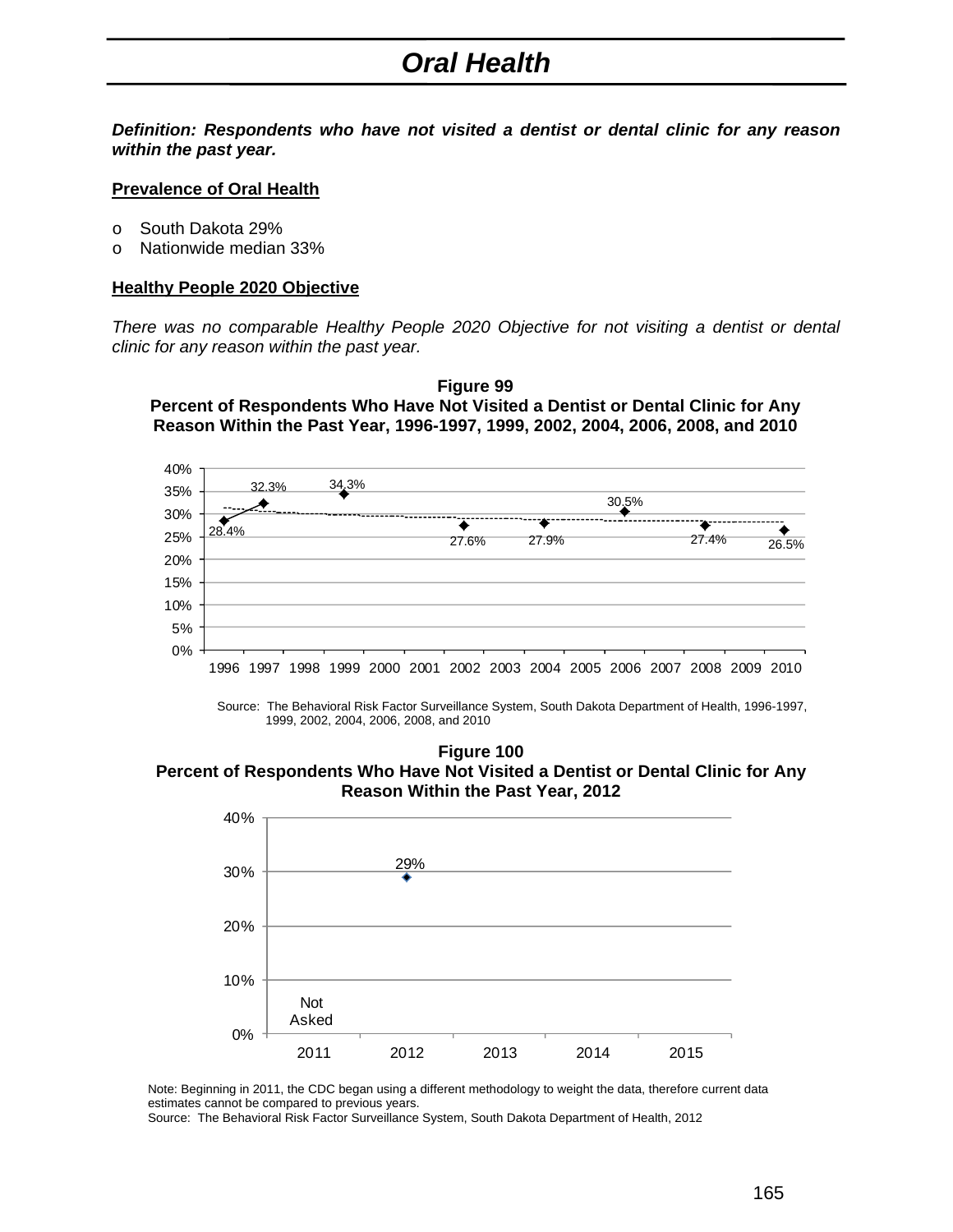# Oral Health

***Definition: Respondents who have not visited a dentist or dental clinic for any reason within the past year.***

## Prevalence of Oral Health

- South Dakota 29%
- Nationwide median 33%

## Healthy People 2020 Objective

*There was no comparable Healthy People 2020 Objective for not visiting a dentist or dental clinic for any reason within the past year.*

**Figure 99**
**Percent of Respondents Who Have Not Visited a Dentist or Dental Clinic for Any Reason Within the Past Year, 1996-1997, 1999, 2002, 2004, 2006, 2008, and 2010**

| Year | Percent |
|---|---|
| 1996 | 28.4% |
| 1997 | 32.3% |
| 1999 | 34.3% |
| 2002 | 27.6% |
| 2004 | 27.9% |
| 2006 | 30.5% |
| 2008 | 27.4% |
| 2010 | 26.5% |

Source: The Behavioral Risk Factor Surveillance System, South Dakota Department of Health, 1996-1997, 1999, 2002, 2004, 2006, 2008, and 2010

**Figure 100**
**Percent of Respondents Who Have Not Visited a Dentist or Dental Clinic for Any Reason Within the Past Year, 2012**

| Year | Percent |
|---|---|
| 2011 | Not Asked |
| 2012 | 29% |

Note: Beginning in 2011, the CDC began using a different methodology to weight the data, therefore current data estimates cannot be compared to previous years.
Source: The Behavioral Risk Factor Surveillance System, South Dakota Department of Health, 2012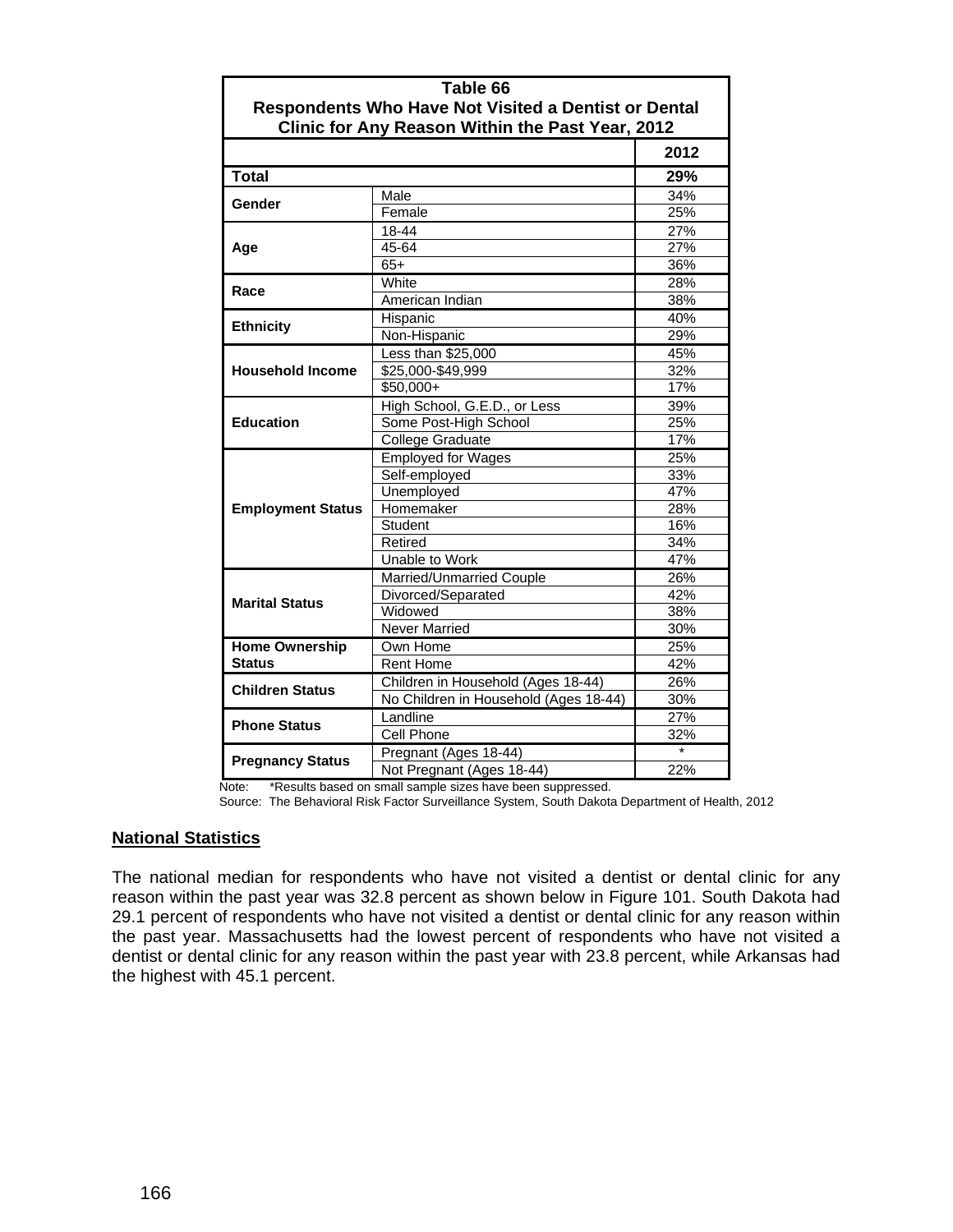| Table 66<br>Respondents Who Have Not Visited a Dentist or Dental Clinic for Any Reason Within the Past Year, 2012 | | |
|---|---|---|
| | | **2012** |
| **Total** | | **29%** |
| **Gender** | Male | 34% |
| | Female | 25% |
| **Age** | 18-44 | 27% |
| | 45-64 | 27% |
| | 65+ | 36% |
| **Race** | White | 28% |
| | American Indian | 38% |
| **Ethnicity** | Hispanic | 40% |
| | Non-Hispanic | 29% |
| **Household Income** | Less than $25,000 | 45% |
| | $25,000-$49,999 | 32% |
| | $50,000+ | 17% |
| **Education** | High School, G.E.D., or Less | 39% |
| | Some Post-High School | 25% |
| | College Graduate | 17% |
| **Employment Status** | Employed for Wages | 25% |
| | Self-employed | 33% |
| | Unemployed | 47% |
| | Homemaker | 28% |
| | Student | 16% |
| | Retired | 34% |
| | Unable to Work | 47% |
| **Marital Status** | Married/Unmarried Couple | 26% |
| | Divorced/Separated | 42% |
| | Widowed | 38% |
| | Never Married | 30% |
| **Home Ownership Status** | Own Home | 25% |
| | Rent Home | 42% |
| **Children Status** | Children in Household (Ages 18-44) | 26% |
| | No Children in Household (Ages 18-44) | 30% |
| **Phone Status** | Landline | 27% |
| | Cell Phone | 32% |
| **Pregnancy Status** | Pregnant (Ages 18-44) | * |
| | Not Pregnant (Ages 18-44) | 22% |

Note: *Results based on small sample sizes have been suppressed.

Source: The Behavioral Risk Factor Surveillance System, South Dakota Department of Health, 2012

## National Statistics

The national median for respondents who have not visited a dentist or dental clinic for any reason within the past year was 32.8 percent as shown below in Figure 101. South Dakota had 29.1 percent of respondents who have not visited a dentist or dental clinic for any reason within the past year. Massachusetts had the lowest percent of respondents who have not visited a dentist or dental clinic for any reason within the past year with 23.8 percent, while Arkansas had the highest with 45.1 percent.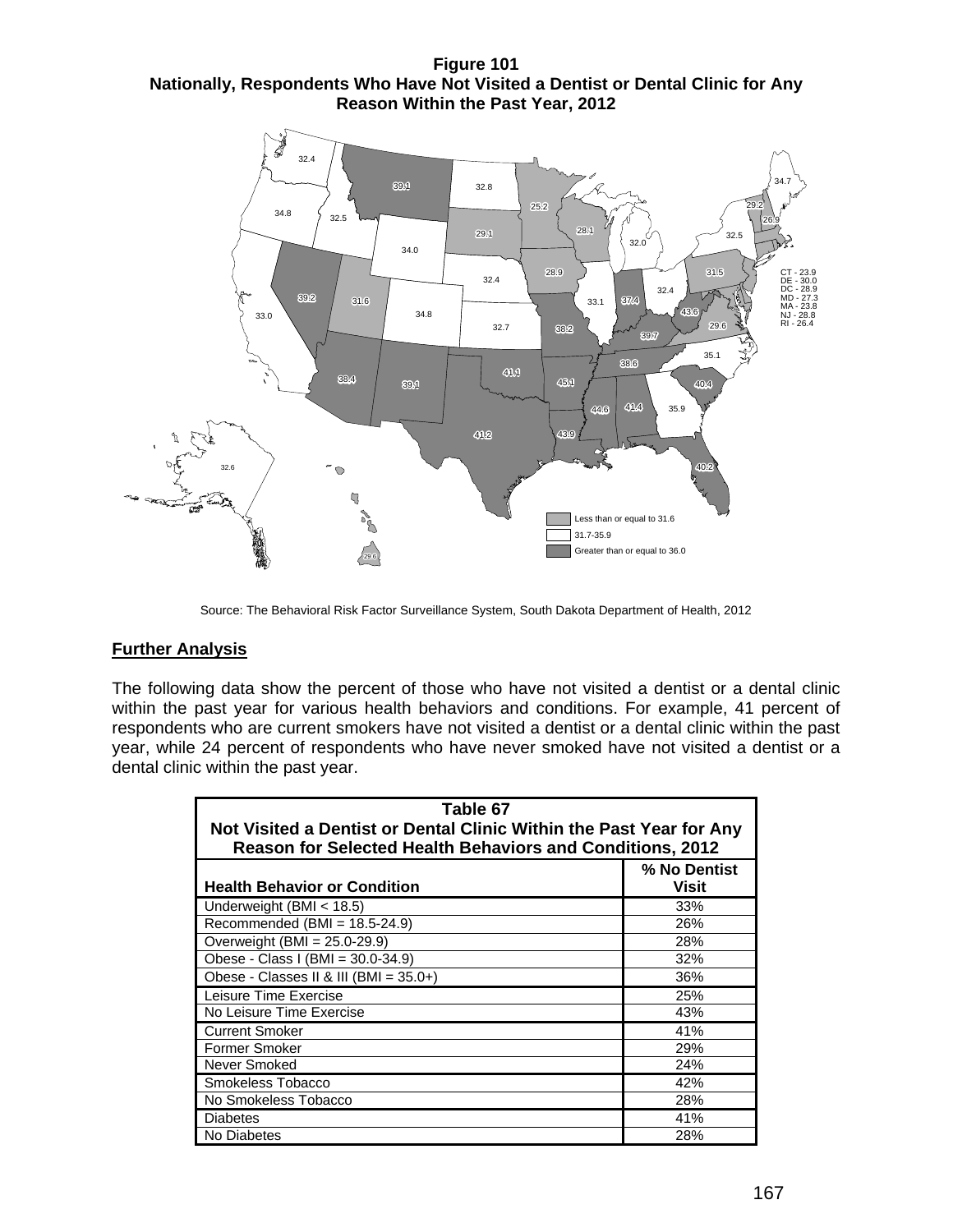**Figure 101**
**Nationally, Respondents Who Have Not Visited a Dentist or Dental Clinic for Any Reason Within the Past Year, 2012**

Source: The Behavioral Risk Factor Surveillance System, South Dakota Department of Health, 2012

## Further Analysis

The following data show the percent of those who have not visited a dentist or a dental clinic within the past year for various health behaviors and conditions. For example, 41 percent of respondents who are current smokers have not visited a dentist or a dental clinic within the past year, while 24 percent of respondents who have never smoked have not visited a dentist or a dental clinic within the past year.

**Table 67**
**Not Visited a Dentist or Dental Clinic Within the Past Year for Any Reason for Selected Health Behaviors and Conditions, 2012**

| Health Behavior or Condition | % No Dentist Visit |
|---|---|
| Underweight (BMI < 18.5) | 33% |
| Recommended (BMI = 18.5-24.9) | 26% |
| Overweight (BMI = 25.0-29.9) | 28% |
| Obese - Class I (BMI = 30.0-34.9) | 32% |
| Obese - Classes II & III (BMI = 35.0+) | 36% |
| Leisure Time Exercise | 25% |
| No Leisure Time Exercise | 43% |
| Current Smoker | 41% |
| Former Smoker | 29% |
| Never Smoked | 24% |
| Smokeless Tobacco | 42% |
| No Smokeless Tobacco | 28% |
| Diabetes | 41% |
| No Diabetes | 28% |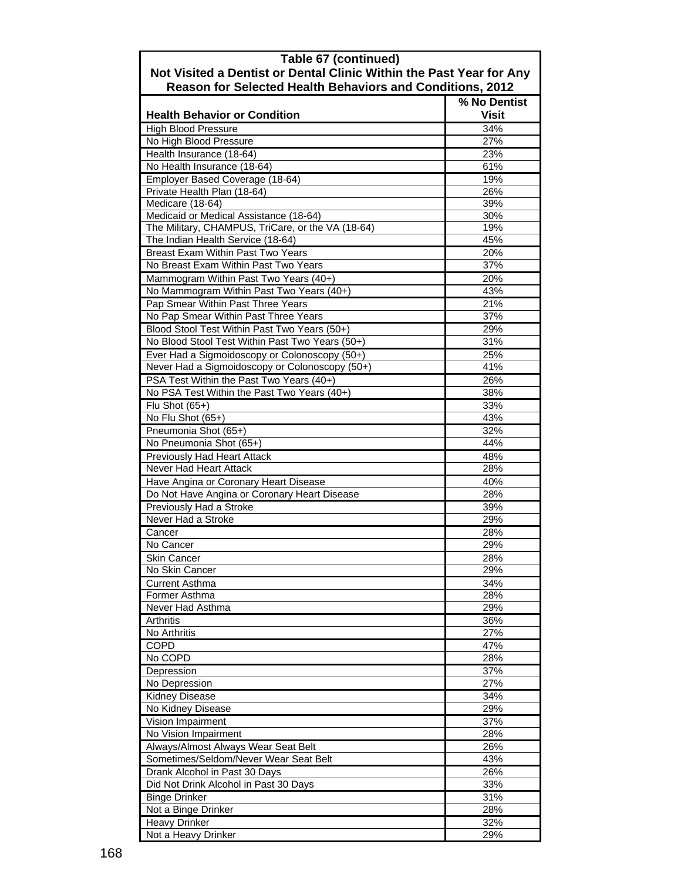| Table 67 (continued) Not Visited a Dentist or Dental Clinic Within the Past Year for Any Reason for Selected Health Behaviors and Conditions, 2012 | |
|---|---|
| **Health Behavior or Condition** | **% No Dentist Visit** |
| High Blood Pressure | 34% |
| No High Blood Pressure | 27% |
| Health Insurance (18-64) | 23% |
| No Health Insurance (18-64) | 61% |
| Employer Based Coverage (18-64) | 19% |
| Private Health Plan (18-64) | 26% |
| Medicare (18-64) | 39% |
| Medicaid or Medical Assistance (18-64) | 30% |
| The Military, CHAMPUS, TriCare, or the VA (18-64) | 19% |
| The Indian Health Service (18-64) | 45% |
| Breast Exam Within Past Two Years | 20% |
| No Breast Exam Within Past Two Years | 37% |
| Mammogram Within Past Two Years (40+) | 20% |
| No Mammogram Within Past Two Years (40+) | 43% |
| Pap Smear Within Past Three Years | 21% |
| No Pap Smear Within Past Three Years | 37% |
| Blood Stool Test Within Past Two Years (50+) | 29% |
| No Blood Stool Test Within Past Two Years (50+) | 31% |
| Ever Had a Sigmoidoscopy or Colonoscopy (50+) | 25% |
| Never Had a Sigmoidoscopy or Colonoscopy (50+) | 41% |
| PSA Test Within the Past Two Years (40+) | 26% |
| No PSA Test Within the Past Two Years (40+) | 38% |
| Flu Shot (65+) | 33% |
| No Flu Shot (65+) | 43% |
| Pneumonia Shot (65+) | 32% |
| No Pneumonia Shot (65+) | 44% |
| Previously Had Heart Attack | 48% |
| Never Had Heart Attack | 28% |
| Have Angina or Coronary Heart Disease | 40% |
| Do Not Have Angina or Coronary Heart Disease | 28% |
| Previously Had a Stroke | 39% |
| Never Had a Stroke | 29% |
| Cancer | 28% |
| No Cancer | 29% |
| Skin Cancer | 28% |
| No Skin Cancer | 29% |
| Current Asthma | 34% |
| Former Asthma | 28% |
| Never Had Asthma | 29% |
| Arthritis | 36% |
| No Arthritis | 27% |
| COPD | 47% |
| No COPD | 28% |
| Depression | 37% |
| No Depression | 27% |
| Kidney Disease | 34% |
| No Kidney Disease | 29% |
| Vision Impairment | 37% |
| No Vision Impairment | 28% |
| Always/Almost Always Wear Seat Belt | 26% |
| Sometimes/Seldom/Never Wear Seat Belt | 43% |
| Drank Alcohol in Past 30 Days | 26% |
| Did Not Drink Alcohol in Past 30 Days | 33% |
| Binge Drinker | 31% |
| Not a Binge Drinker | 28% |
| Heavy Drinker | 32% |
| Not a Heavy Drinker | 29% |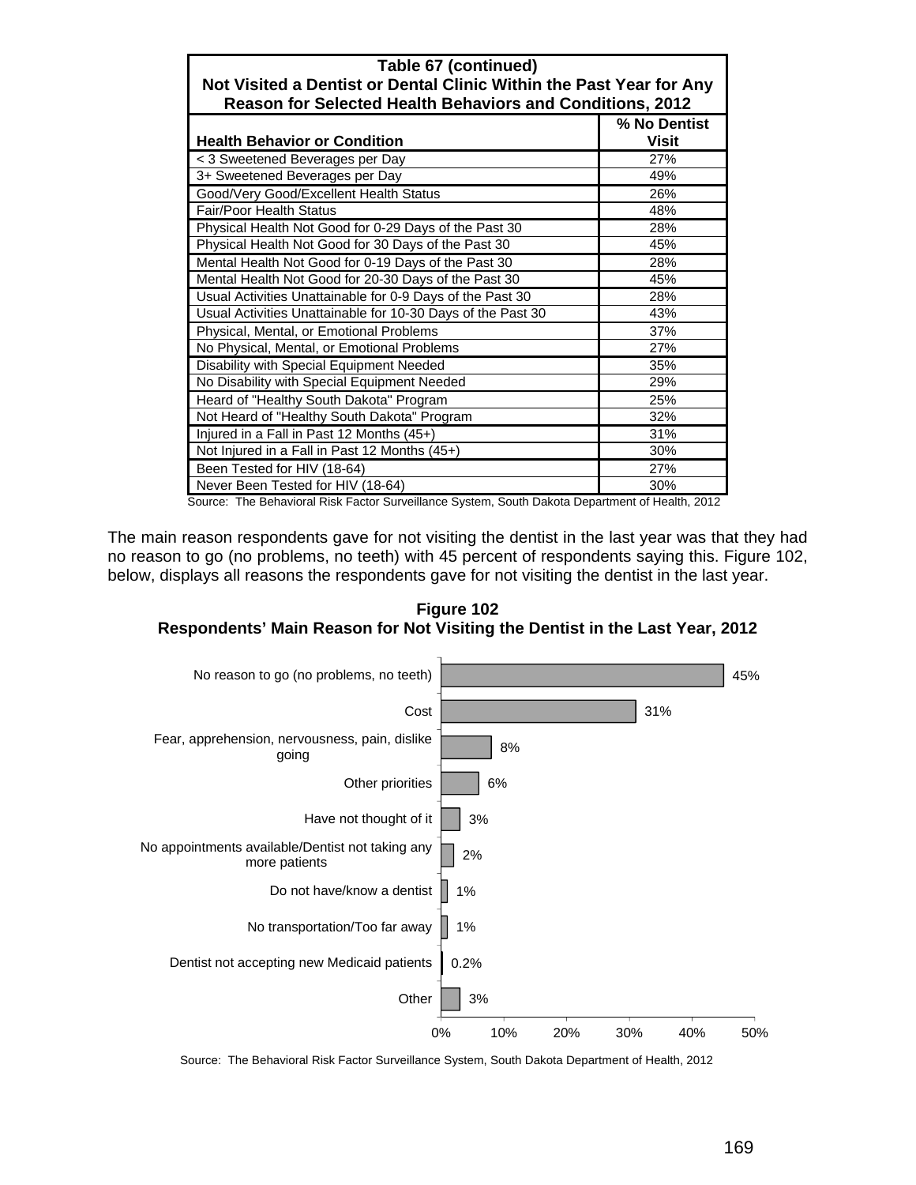**Table 67 (continued)**
**Not Visited a Dentist or Dental Clinic Within the Past Year for Any Reason for Selected Health Behaviors and Conditions, 2012**

| Health Behavior or Condition | % No Dentist Visit |
|---|---|
| < 3 Sweetened Beverages per Day | 27% |
| 3+ Sweetened Beverages per Day | 49% |
| Good/Very Good/Excellent Health Status | 26% |
| Fair/Poor Health Status | 48% |
| Physical Health Not Good for 0-29 Days of the Past 30 | 28% |
| Physical Health Not Good for 30 Days of the Past 30 | 45% |
| Mental Health Not Good for 0-19 Days of the Past 30 | 28% |
| Mental Health Not Good for 20-30 Days of the Past 30 | 45% |
| Usual Activities Unattainable for 0-9 Days of the Past 30 | 28% |
| Usual Activities Unattainable for 10-30 Days of the Past 30 | 43% |
| Physical, Mental, or Emotional Problems | 37% |
| No Physical, Mental, or Emotional Problems | 27% |
| Disability with Special Equipment Needed | 35% |
| No Disability with Special Equipment Needed | 29% |
| Heard of "Healthy South Dakota" Program | 25% |
| Not Heard of "Healthy South Dakota" Program | 32% |
| Injured in a Fall in Past 12 Months (45+) | 31% |
| Not Injured in a Fall in Past 12 Months (45+) | 30% |
| Been Tested for HIV (18-64) | 27% |
| Never Been Tested for HIV (18-64) | 30% |

Source: The Behavioral Risk Factor Surveillance System, South Dakota Department of Health, 2012

The main reason respondents gave for not visiting the dentist in the last year was that they had no reason to go (no problems, no teeth) with 45 percent of respondents saying this. Figure 102, below, displays all reasons the respondents gave for not visiting the dentist in the last year.

**Figure 102**
**Respondents' Main Reason for Not Visiting the Dentist in the Last Year, 2012**

No reason to go (no problems, no teeth) 45%
Cost 31%
Fear, apprehension, nervousness, pain, dislike going 8%
Other priorities 6%
Have not thought of it 3%
No appointments available/Dentist not taking any more patients 2%
Do not have/know a dentist 1%
No transportation/Too far away 1%
Dentist not accepting new Medicaid patients 0.2%
Other 3%

0% 10% 20% 30% 40% 50%

Source: The Behavioral Risk Factor Surveillance System, South Dakota Department of Health, 2012